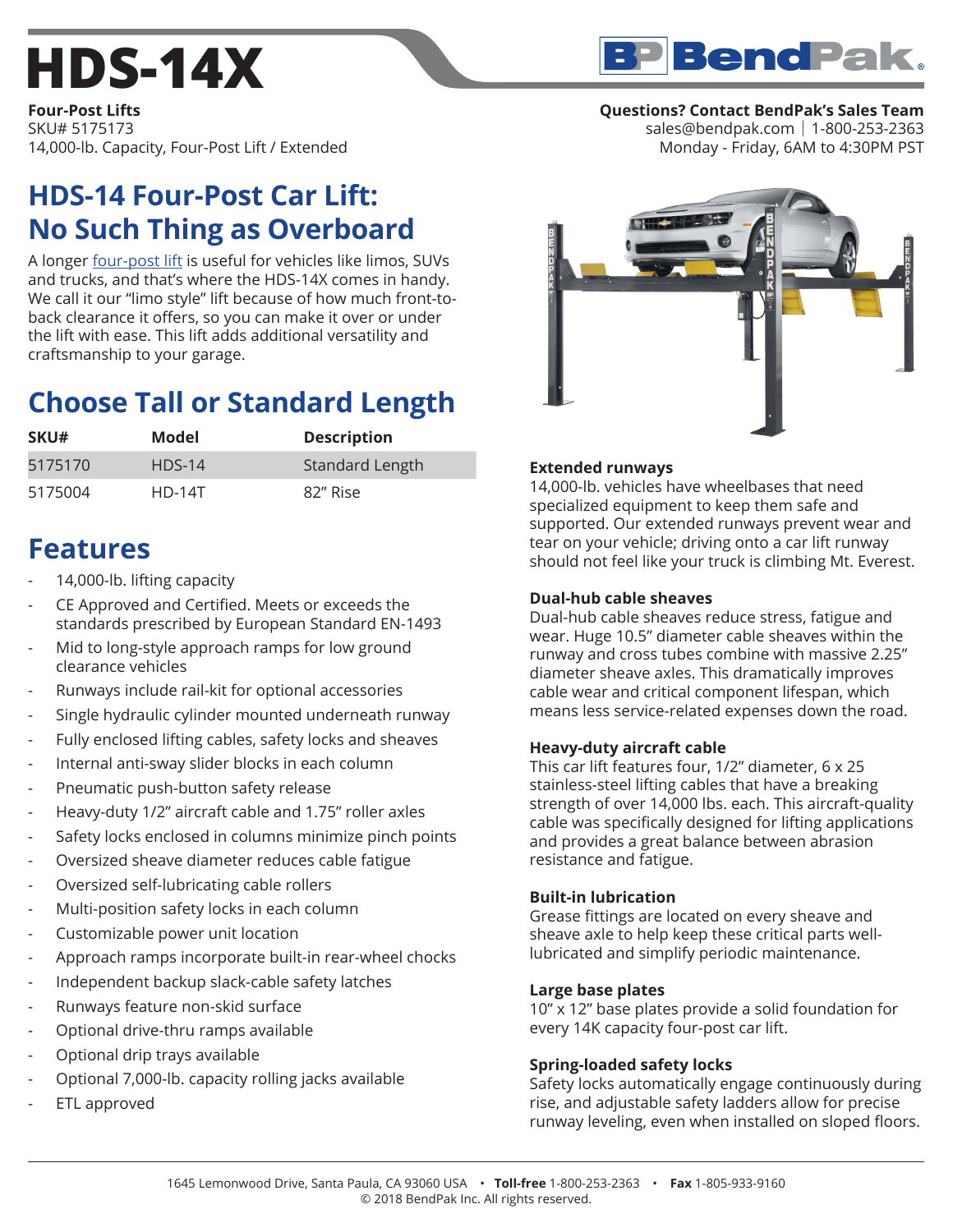# HDS-14X

**Four-Post Lifts**
SKU# 5175173
14,000-lb. Capacity, Four-Post Lift / Extended

**Questions? Contact BendPak's Sales Team**
sales@bendpak.com | 1-800-253-2363
Monday - Friday, 6AM to 4:30PM PST

## HDS-14 Four-Post Car Lift: No Such Thing as Overboard

A longer four-post lift is useful for vehicles like limos, SUVs and trucks, and that's where the HDS-14X comes in handy. We call it our "limo style" lift because of how much front-to-back clearance it offers, so you can make it over or under the lift with ease. This lift adds additional versatility and craftsmanship to your garage.

## Choose Tall or Standard Length

| SKU# | Model | Description |
|---|---|---|
| 5175170 | HDS-14 | Standard Length |
| 5175004 | HD-14T | 82" Rise |

## Features

- 14,000-lb. lifting capacity
- CE Approved and Certified. Meets or exceeds the standards prescribed by European Standard EN-1493
- Mid to long-style approach ramps for low ground clearance vehicles
- Runways include rail-kit for optional accessories
- Single hydraulic cylinder mounted underneath runway
- Fully enclosed lifting cables, safety locks and sheaves
- Internal anti-sway slider blocks in each column
- Pneumatic push-button safety release
- Heavy-duty 1/2" aircraft cable and 1.75" roller axles
- Safety locks enclosed in columns minimize pinch points
- Oversized sheave diameter reduces cable fatigue
- Oversized self-lubricating cable rollers
- Multi-position safety locks in each column
- Customizable power unit location
- Approach ramps incorporate built-in rear-wheel chocks
- Independent backup slack-cable safety latches
- Runways feature non-skid surface
- Optional drive-thru ramps available
- Optional drip trays available
- Optional 7,000-lb. capacity rolling jacks available
- ETL approved

### Extended runways

14,000-lb. vehicles have wheelbases that need specialized equipment to keep them safe and supported. Our extended runways prevent wear and tear on your vehicle; driving onto a car lift runway should not feel like your truck is climbing Mt. Everest.

### Dual-hub cable sheaves

Dual-hub cable sheaves reduce stress, fatigue and wear. Huge 10.5" diameter cable sheaves within the runway and cross tubes combine with massive 2.25" diameter sheave axles. This dramatically improves cable wear and critical component lifespan, which means less service-related expenses down the road.

### Heavy-duty aircraft cable

This car lift features four, 1/2" diameter, 6 x 25 stainless-steel lifting cables that have a breaking strength of over 14,000 lbs. each. This aircraft-quality cable was specifically designed for lifting applications and provides a great balance between abrasion resistance and fatigue.

### Built-in lubrication

Grease fittings are located on every sheave and sheave axle to help keep these critical parts well-lubricated and simplify periodic maintenance.

### Large base plates

10" x 12" base plates provide a solid foundation for every 14K capacity four-post car lift.

### Spring-loaded safety locks

Safety locks automatically engage continuously during rise, and adjustable safety ladders allow for precise runway leveling, even when installed on sloped floors.

1645 Lemonwood Drive, Santa Paula, CA 93060 USA • **Toll-free** 1-800-253-2363 • **Fax** 1-805-933-9160
© 2018 BendPak Inc. All rights reserved.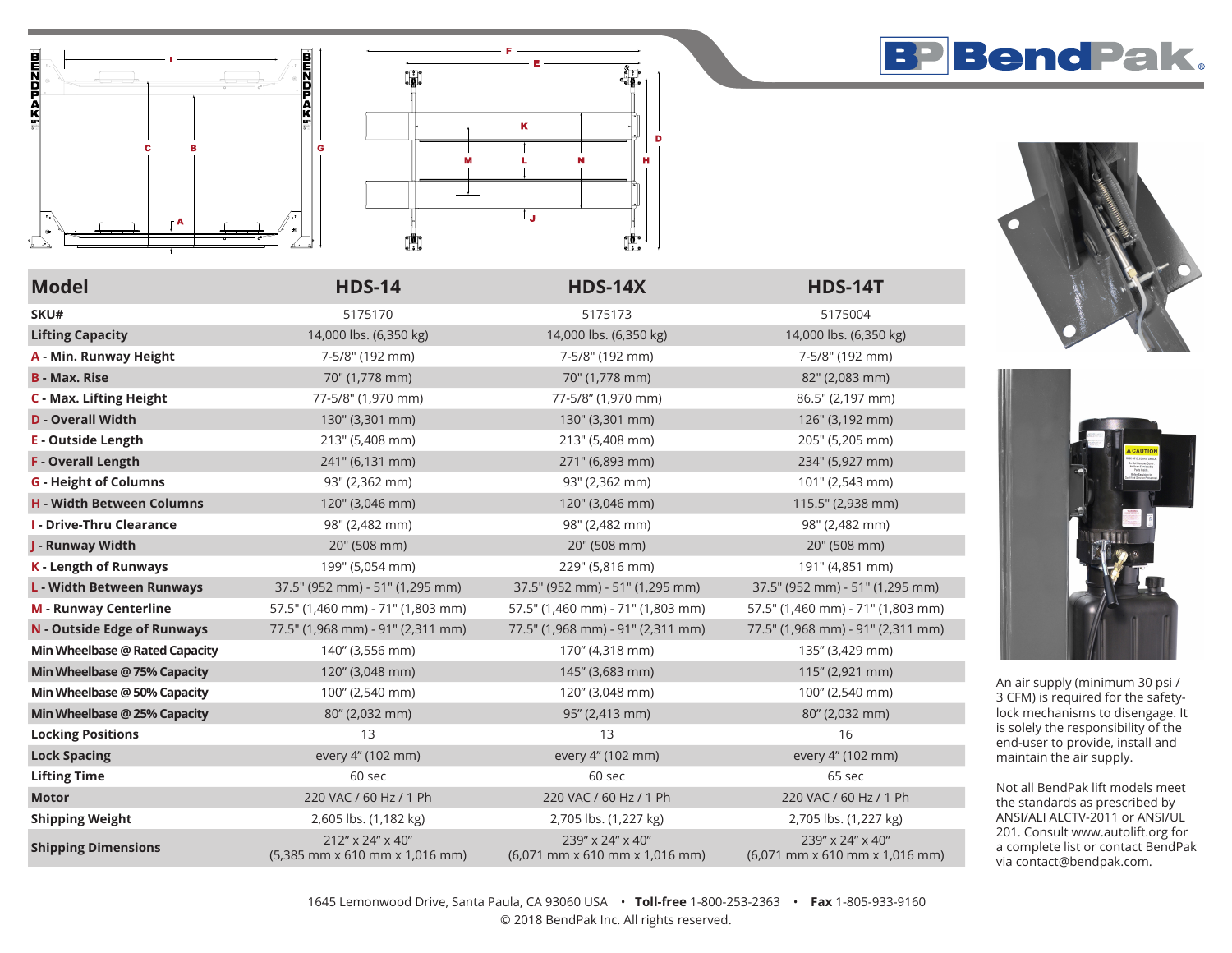| Model | HDS-14 | HDS-14X | HDS-14T |
|---|---|---|---|
| SKU# | 5175170 | 5175173 | 5175004 |
| Lifting Capacity | 14,000 lbs. (6,350 kg) | 14,000 lbs. (6,350 kg) | 14,000 lbs. (6,350 kg) |
| A - Min. Runway Height | 7-5/8" (192 mm) | 7-5/8" (192 mm) | 7-5/8" (192 mm) |
| B - Max. Rise | 70" (1,778 mm) | 70" (1,778 mm) | 82" (2,083 mm) |
| C - Max. Lifting Height | 77-5/8" (1,970 mm) | 77-5/8" (1,970 mm) | 86.5" (2,197 mm) |
| D - Overall Width | 130" (3,301 mm) | 130" (3,301 mm) | 126" (3,192 mm) |
| E - Outside Length | 213" (5,408 mm) | 213" (5,408 mm) | 205" (5,205 mm) |
| F - Overall Length | 241" (6,131 mm) | 271" (6,893 mm) | 234" (5,927 mm) |
| G - Height of Columns | 93" (2,362 mm) | 93" (2,362 mm) | 101" (2,543 mm) |
| H - Width Between Columns | 120" (3,046 mm) | 120" (3,046 mm) | 115.5" (2,938 mm) |
| I - Drive-Thru Clearance | 98" (2,482 mm) | 98" (2,482 mm) | 98" (2,482 mm) |
| J - Runway Width | 20" (508 mm) | 20" (508 mm) | 20" (508 mm) |
| K - Length of Runways | 199" (5,054 mm) | 229" (5,816 mm) | 191" (4,851 mm) |
| L - Width Between Runways | 37.5" (952 mm) - 51" (1,295 mm) | 37.5" (952 mm) - 51" (1,295 mm) | 37.5" (952 mm) - 51" (1,295 mm) |
| M - Runway Centerline | 57.5" (1,460 mm) - 71" (1,803 mm) | 57.5" (1,460 mm) - 71" (1,803 mm) | 57.5" (1,460 mm) - 71" (1,803 mm) |
| N - Outside Edge of Runways | 77.5" (1,968 mm) - 91" (2,311 mm) | 77.5" (1,968 mm) - 91" (2,311 mm) | 77.5" (1,968 mm) - 91" (2,311 mm) |
| Min Wheelbase @ Rated Capacity | 140" (3,556 mm) | 170" (4,318 mm) | 135" (3,429 mm) |
| Min Wheelbase @ 75% Capacity | 120" (3,048 mm) | 145" (3,683 mm) | 115" (2,921 mm) |
| Min Wheelbase @ 50% Capacity | 100" (2,540 mm) | 120" (3,048 mm) | 100" (2,540 mm) |
| Min Wheelbase @ 25% Capacity | 80" (2,032 mm) | 95" (2,413 mm) | 80" (2,032 mm) |
| Locking Positions | 13 | 13 | 16 |
| Lock Spacing | every 4" (102 mm) | every 4" (102 mm) | every 4" (102 mm) |
| Lifting Time | 60 sec | 60 sec | 65 sec |
| Motor | 220 VAC / 60 Hz / 1 Ph | 220 VAC / 60 Hz / 1 Ph | 220 VAC / 60 Hz / 1 Ph |
| Shipping Weight | 2,605 lbs. (1,182 kg) | 2,705 lbs. (1,227 kg) | 2,705 lbs. (1,227 kg) |
| Shipping Dimensions | 212" x 24" x 40" (5,385 mm x 610 mm x 1,016 mm) | 239" x 24" x 40" (6,071 mm x 610 mm x 1,016 mm) | 239" x 24" x 40" (6,071 mm x 610 mm x 1,016 mm) |

An air supply (minimum 30 psi / 3 CFM) is required for the safety-lock mechanisms to disengage. It is solely the responsibility of the end-user to provide, install and maintain the air supply.

Not all BendPak lift models meet the standards as prescribed by ANSI/ALI ALCTV-2011 or ANSI/UL 201. Consult www.autolift.org for a complete list or contact BendPak via contact@bendpak.com.

1645 Lemonwood Drive, Santa Paula, CA 93060 USA • **Toll-free** 1-800-253-2363 • **Fax** 1-805-933-9160

© 2018 BendPak Inc. All rights reserved.